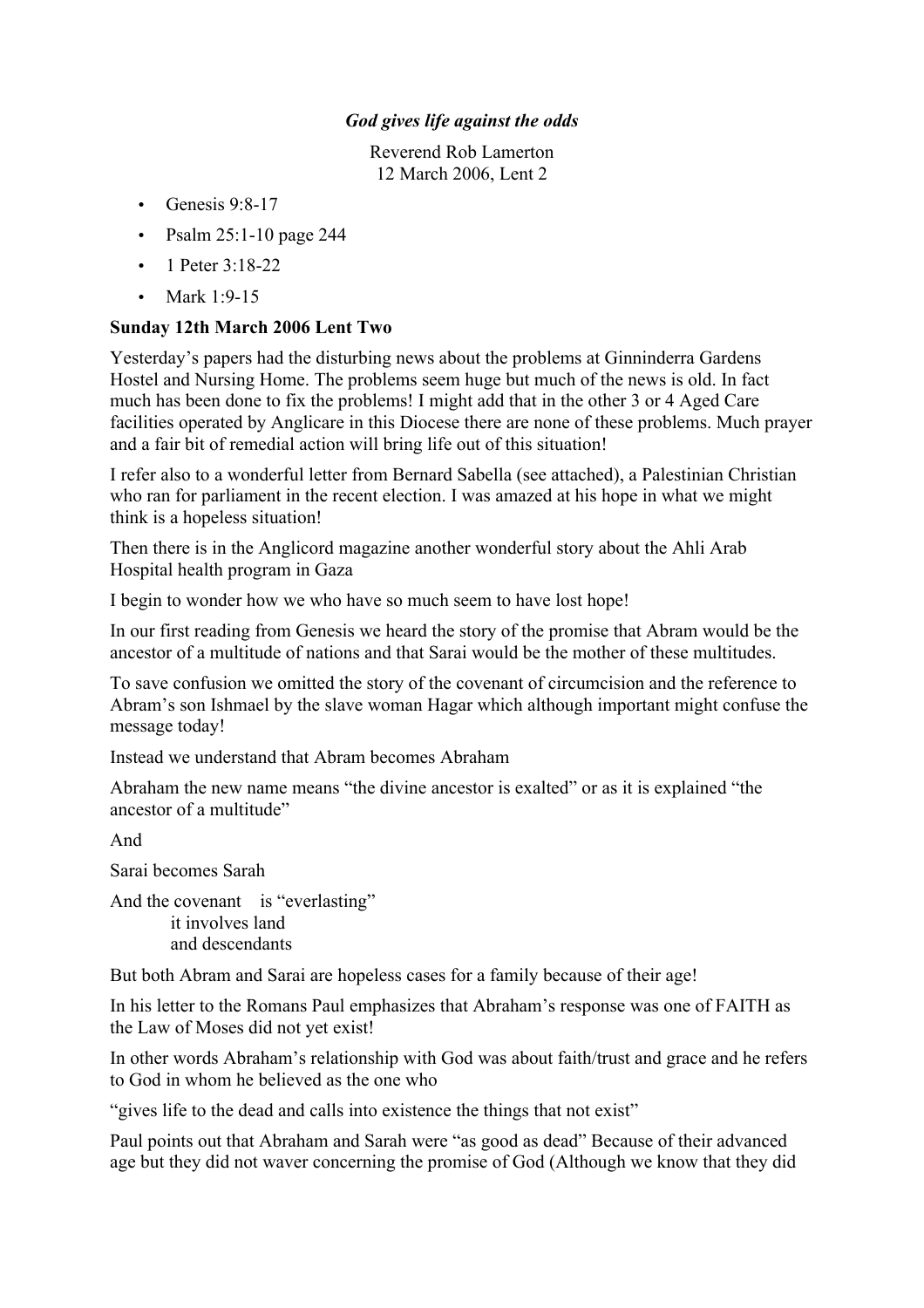*God gives life against the odds*

Reverend Rob Lamerton
12 March 2006, Lent 2

- Genesis 9:8-17
- Psalm 25:1-10 page 244
- 1 Peter 3:18-22
- Mark 1:9-15

**Sunday 12th March 2006 Lent Two**

Yesterday's papers had the disturbing news about the problems at Ginninderra Gardens Hostel and Nursing Home. The problems seem huge but much of the news is old. In fact much has been done to fix the problems! I might add that in the other 3 or 4 Aged Care facilities operated by Anglicare in this Diocese there are none of these problems. Much prayer and a fair bit of remedial action will bring life out of this situation!

I refer also to a wonderful letter from Bernard Sabella (see attached), a Palestinian Christian who ran for parliament in the recent election. I was amazed at his hope in what we might think is a hopeless situation!

Then there is in the Anglicord magazine another wonderful story about the Ahli Arab Hospital health program in Gaza

I begin to wonder how we who have so much seem to have lost hope!

In our first reading from Genesis we heard the story of the promise that Abram would be the ancestor of a multitude of nations and that Sarai would be the mother of these multitudes.

To save confusion we omitted the story of the covenant of circumcision and the reference to Abram's son Ishmael by the slave woman Hagar which although important might confuse the message today!

Instead we understand that Abram becomes Abraham

Abraham the new name means "the divine ancestor is exalted" or as it is explained "the ancestor of a multitude"

And

Sarai becomes Sarah

And the covenant is "everlasting"
it involves land
and descendants

But both Abram and Sarai are hopeless cases for a family because of their age!

In his letter to the Romans Paul emphasizes that Abraham's response was one of FAITH as the Law of Moses did not yet exist!

In other words Abraham's relationship with God was about faith/trust and grace and he refers to God in whom he believed as the one who

"gives life to the dead and calls into existence the things that not exist"

Paul points out that Abraham and Sarah were "as good as dead" Because of their advanced age but they did not waver concerning the promise of God (Although we know that they did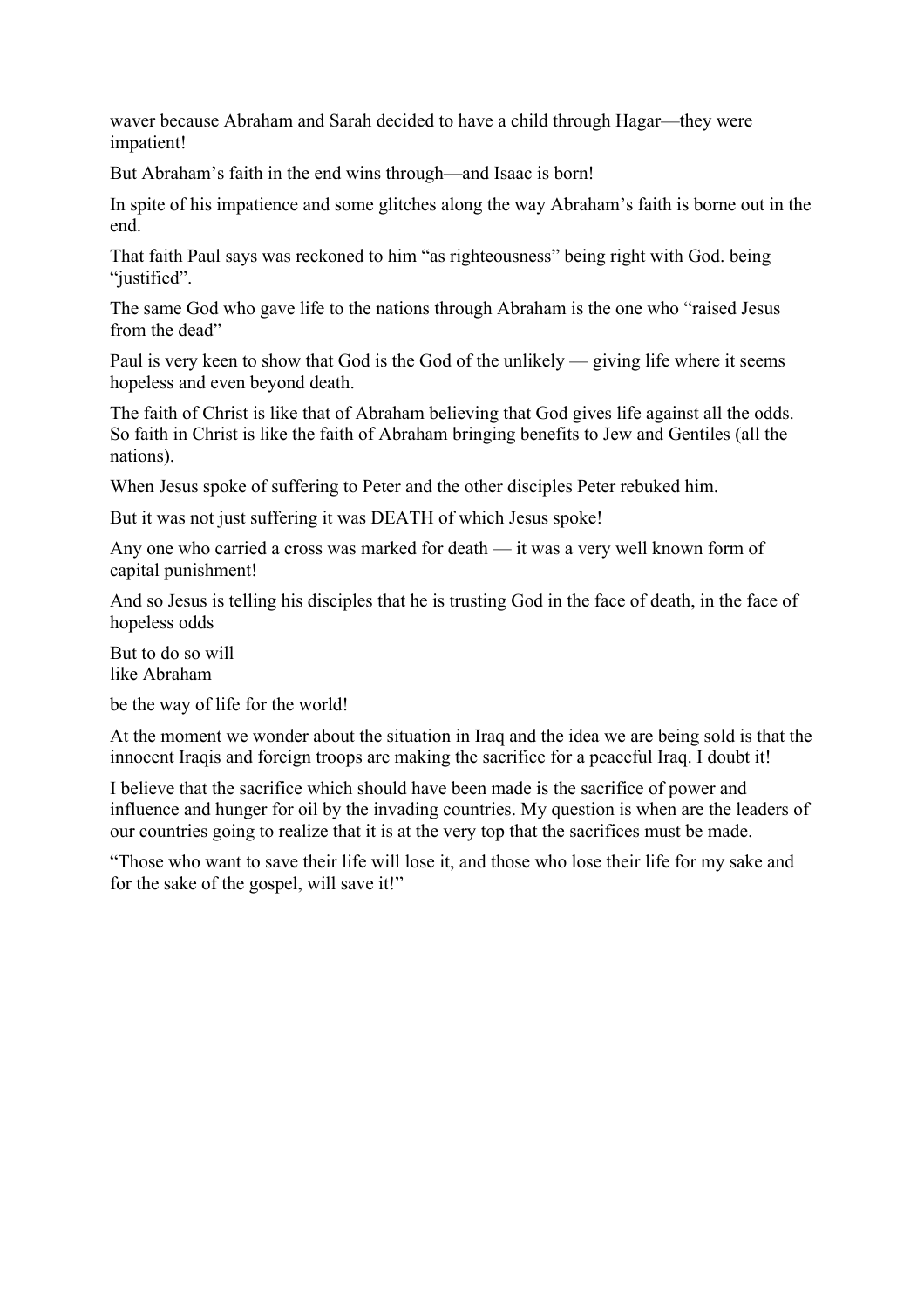waver because Abraham and Sarah decided to have a child through Hagar—they were impatient!

But Abraham's faith in the end wins through—and Isaac is born!

In spite of his impatience and some glitches along the way Abraham's faith is borne out in the end.

That faith Paul says was reckoned to him "as righteousness" being right with God. being "justified".

The same God who gave life to the nations through Abraham is the one who "raised Jesus from the dead"

Paul is very keen to show that God is the God of the unlikely — giving life where it seems hopeless and even beyond death.

The faith of Christ is like that of Abraham believing that God gives life against all the odds. So faith in Christ is like the faith of Abraham bringing benefits to Jew and Gentiles (all the nations).

When Jesus spoke of suffering to Peter and the other disciples Peter rebuked him.

But it was not just suffering it was DEATH of which Jesus spoke!

Any one who carried a cross was marked for death — it was a very well known form of capital punishment!

And so Jesus is telling his disciples that he is trusting God in the face of death, in the face of hopeless odds

But to do so will
like Abraham

be the way of life for the world!

At the moment we wonder about the situation in Iraq and the idea we are being sold is that the innocent Iraqis and foreign troops are making the sacrifice for a peaceful Iraq. I doubt it!

I believe that the sacrifice which should have been made is the sacrifice of power and influence and hunger for oil by the invading countries. My question is when are the leaders of our countries going to realize that it is at the very top that the sacrifices must be made.

"Those who want to save their life will lose it, and those who lose their life for my sake and for the sake of the gospel, will save it!"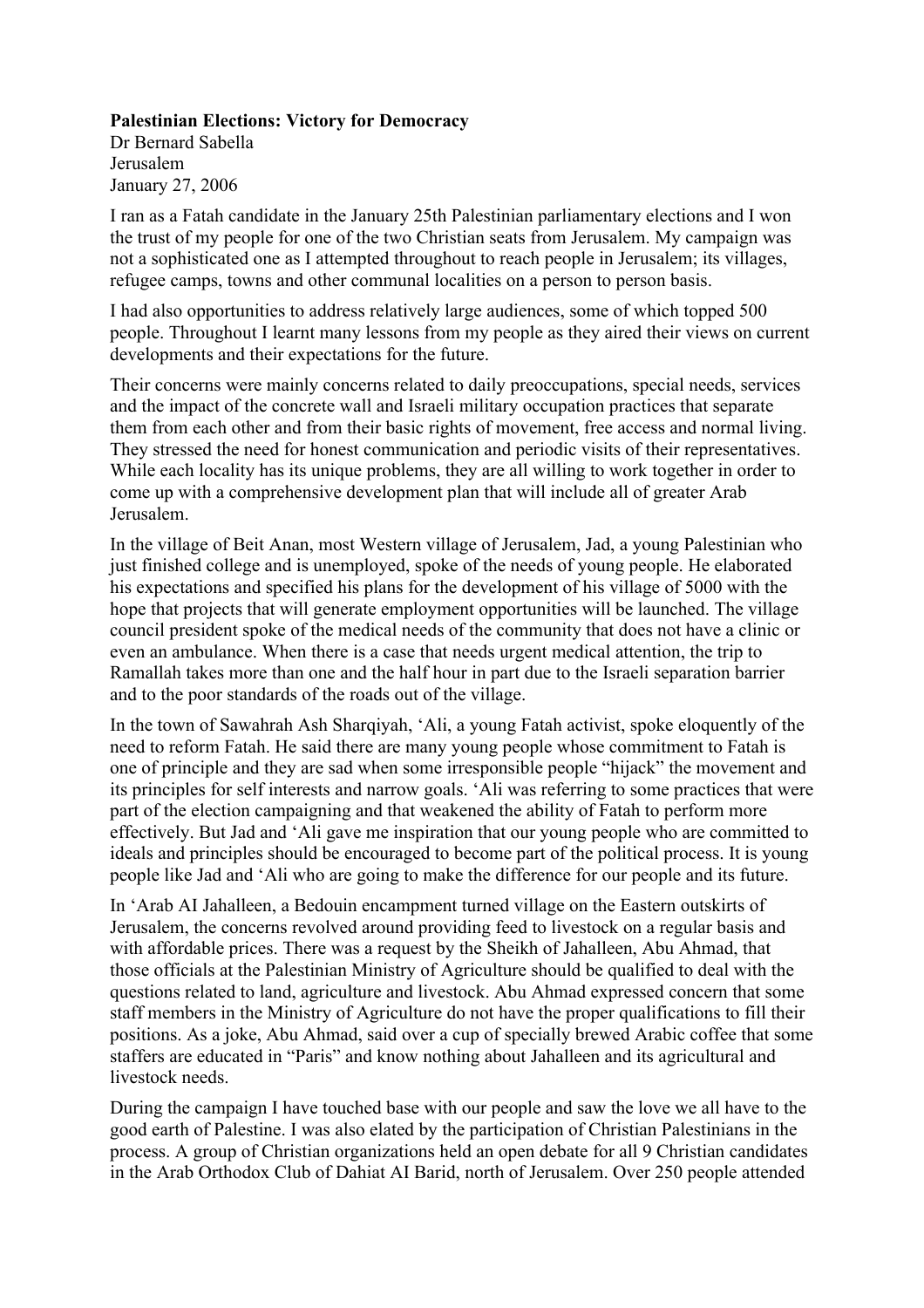**Palestinian Elections: Victory for Democracy**
Dr Bernard Sabella
Jerusalem
January 27, 2006

I ran as a Fatah candidate in the January 25th Palestinian parliamentary elections and I won the trust of my people for one of the two Christian seats from Jerusalem. My campaign was not a sophisticated one as I attempted throughout to reach people in Jerusalem; its villages, refugee camps, towns and other communal localities on a person to person basis.

I had also opportunities to address relatively large audiences, some of which topped 500 people. Throughout I learnt many lessons from my people as they aired their views on current developments and their expectations for the future.

Their concerns were mainly concerns related to daily preoccupations, special needs, services and the impact of the concrete wall and Israeli military occupation practices that separate them from each other and from their basic rights of movement, free access and normal living. They stressed the need for honest communication and periodic visits of their representatives. While each locality has its unique problems, they are all willing to work together in order to come up with a comprehensive development plan that will include all of greater Arab Jerusalem.

In the village of Beit Anan, most Western village of Jerusalem, Jad, a young Palestinian who just finished college and is unemployed, spoke of the needs of young people. He elaborated his expectations and specified his plans for the development of his village of 5000 with the hope that projects that will generate employment opportunities will be launched. The village council president spoke of the medical needs of the community that does not have a clinic or even an ambulance. When there is a case that needs urgent medical attention, the trip to Ramallah takes more than one and the half hour in part due to the Israeli separation barrier and to the poor standards of the roads out of the village.

In the town of Sawahrah Ash Sharqiyah, 'Ali, a young Fatah activist, spoke eloquently of the need to reform Fatah. He said there are many young people whose commitment to Fatah is one of principle and they are sad when some irresponsible people "hijack" the movement and its principles for self interests and narrow goals. 'Ali was referring to some practices that were part of the election campaigning and that weakened the ability of Fatah to perform more effectively. But Jad and 'Ali gave me inspiration that our young people who are committed to ideals and principles should be encouraged to become part of the political process. It is young people like Jad and 'Ali who are going to make the difference for our people and its future.

In 'Arab Al Jahalleen, a Bedouin encampment turned village on the Eastern outskirts of Jerusalem, the concerns revolved around providing feed to livestock on a regular basis and with affordable prices. There was a request by the Sheikh of Jahalleen, Abu Ahmad, that those officials at the Palestinian Ministry of Agriculture should be qualified to deal with the questions related to land, agriculture and livestock. Abu Ahmad expressed concern that some staff members in the Ministry of Agriculture do not have the proper qualifications to fill their positions. As a joke, Abu Ahmad, said over a cup of specially brewed Arabic coffee that some staffers are educated in "Paris" and know nothing about Jahalleen and its agricultural and livestock needs.

During the campaign I have touched base with our people and saw the love we all have to the good earth of Palestine. I was also elated by the participation of Christian Palestinians in the process. A group of Christian organizations held an open debate for all 9 Christian candidates in the Arab Orthodox Club of Dahiat Al Barid, north of Jerusalem. Over 250 people attended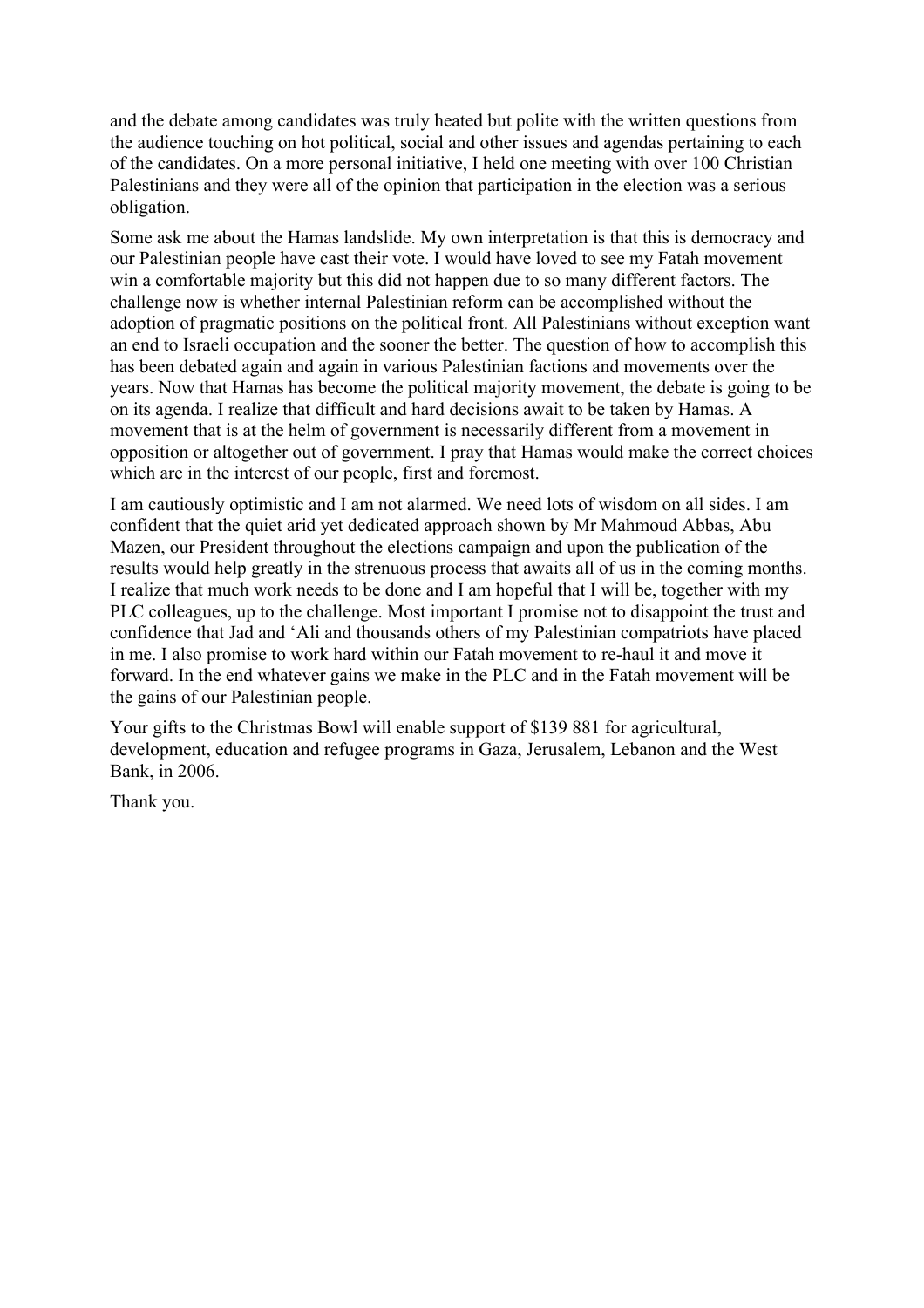and the debate among candidates was truly heated but polite with the written questions from the audience touching on hot political, social and other issues and agendas pertaining to each of the candidates. On a more personal initiative, I held one meeting with over 100 Christian Palestinians and they were all of the opinion that participation in the election was a serious obligation.

Some ask me about the Hamas landslide. My own interpretation is that this is democracy and our Palestinian people have cast their vote. I would have loved to see my Fatah movement win a comfortable majority but this did not happen due to so many different factors. The challenge now is whether internal Palestinian reform can be accomplished without the adoption of pragmatic positions on the political front. All Palestinians without exception want an end to Israeli occupation and the sooner the better. The question of how to accomplish this has been debated again and again in various Palestinian factions and movements over the years. Now that Hamas has become the political majority movement, the debate is going to be on its agenda. I realize that difficult and hard decisions await to be taken by Hamas. A movement that is at the helm of government is necessarily different from a movement in opposition or altogether out of government. I pray that Hamas would make the correct choices which are in the interest of our people, first and foremost.

I am cautiously optimistic and I am not alarmed. We need lots of wisdom on all sides. I am confident that the quiet arid yet dedicated approach shown by Mr Mahmoud Abbas, Abu Mazen, our President throughout the elections campaign and upon the publication of the results would help greatly in the strenuous process that awaits all of us in the coming months. I realize that much work needs to be done and I am hopeful that I will be, together with my PLC colleagues, up to the challenge. Most important I promise not to disappoint the trust and confidence that Jad and 'Ali and thousands others of my Palestinian compatriots have placed in me. I also promise to work hard within our Fatah movement to re-haul it and move it forward. In the end whatever gains we make in the PLC and in the Fatah movement will be the gains of our Palestinian people.

Your gifts to the Christmas Bowl will enable support of $139 881 for agricultural, development, education and refugee programs in Gaza, Jerusalem, Lebanon and the West Bank, in 2006.

Thank you.